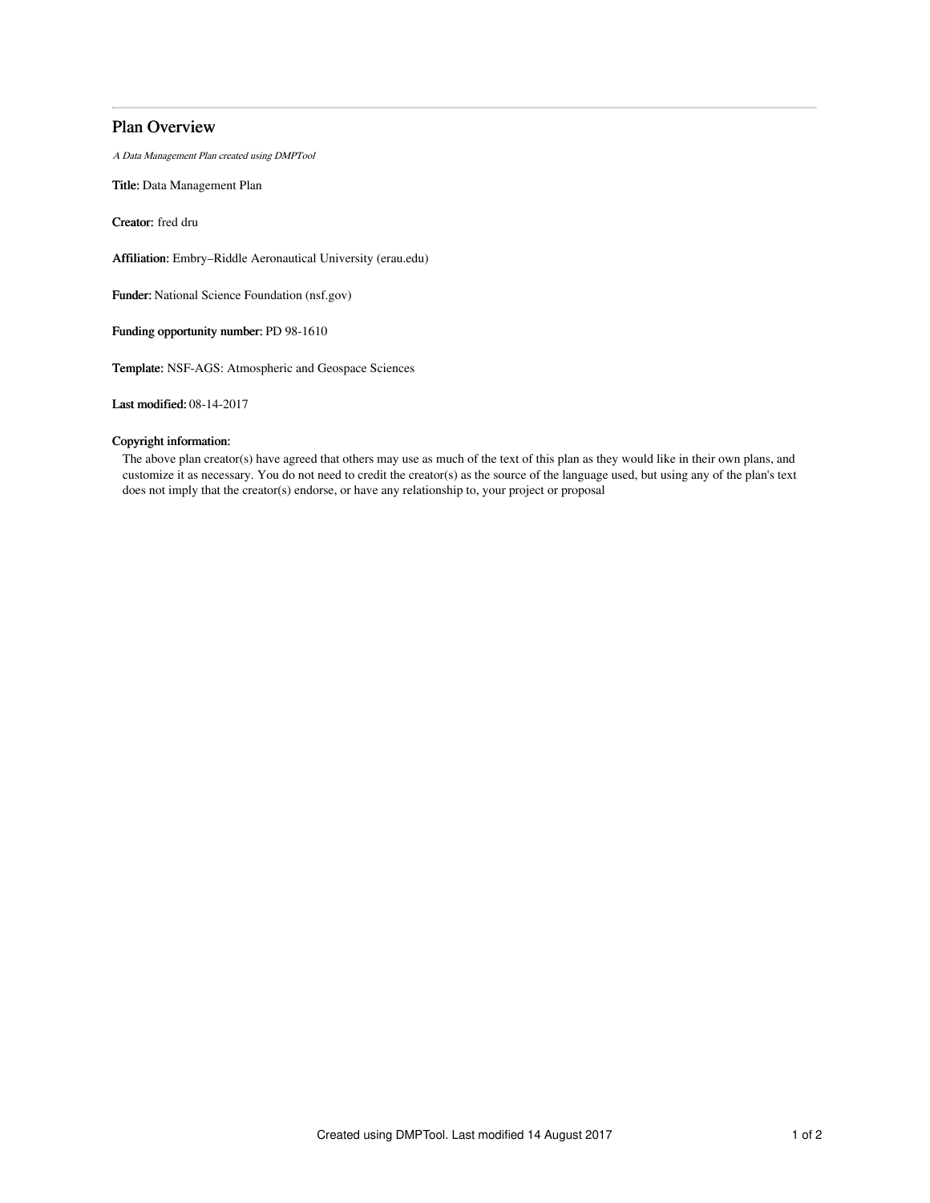# Plan Overview

*A Data Management Plan created using DMPTool*

**Title:** Data Management Plan

**Creator:** fred dru

**Affiliation:** Embry–Riddle Aeronautical University (erau.edu)

**Funder:** National Science Foundation (nsf.gov)

**Funding opportunity number:** PD 98-1610

**Template:** NSF-AGS: Atmospheric and Geospace Sciences

**Last modified:** 08-14-2017

**Copyright information:**

The above plan creator(s) have agreed that others may use as much of the text of this plan as they would like in their own plans, and customize it as necessary. You do not need to credit the creator(s) as the source of the language used, but using any of the plan's text does not imply that the creator(s) endorse, or have any relationship to, your project or proposal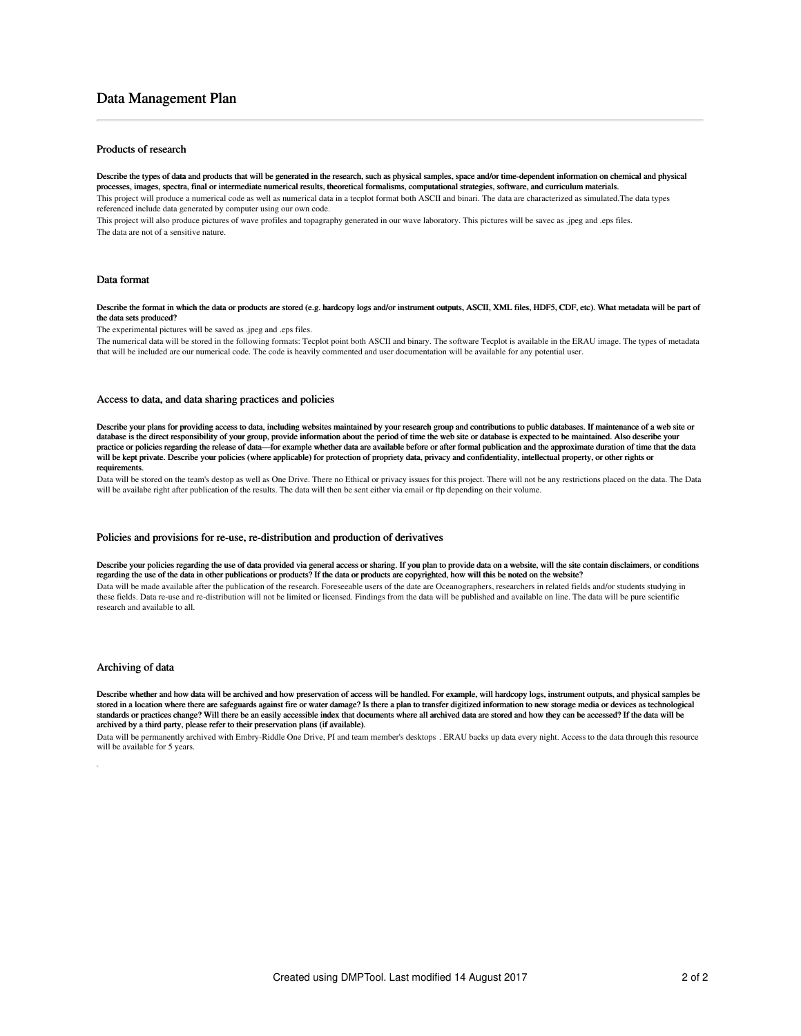# Data Management Plan

## Products of research

**Describe the types of data and products that will be generated in the research, such as physical samples, space and/or time-dependent information on chemical and physical processes, images, spectra, final or intermediate numerical results, theoretical formalisms, computational strategies, software, and curriculum materials.**

This project will produce a numerical code as well as numerical data in a tecplot format both ASCII and binari. The data are characterized as simulated.The data types referenced include data generated by computer using our own code.

This project will also produce pictures of wave profiles and topagraphy generated in our wave laboratory. This pictures will be savec as .jpeg and .eps files.

The data are not of a sensitive nature.

## Data format

**Describe the format in which the data or products are stored (e.g. hardcopy logs and/or instrument outputs, ASCII, XML files, HDF5, CDF, etc). What metadata will be part of the data sets produced?**

The experimental pictures will be saved as .jpeg and .eps files.

The numerical data will be stored in the following formats: Tecplot point both ASCII and binary. The software Tecplot is available in the ERAU image. The types of metadata that will be included are our numerical code. The code is heavily commented and user documentation will be available for any potential user.

## Access to data, and data sharing practices and policies

**Describe your plans for providing access to data, including websites maintained by your research group and contributions to public databases. If maintenance of a web site or database is the direct responsibility of your group, provide information about the period of time the web site or database is expected to be maintained. Also describe your practice or policies regarding the release of data—for example whether data are available before or after formal publication and the approximate duration of time that the data will be kept private. Describe your policies (where applicable) for protection of propriety data, privacy and confidentiality, intellectual property, or other rights or requirements.**

Data will be stored on the team's destop as well as One Drive. There no Ethical or privacy issues for this project. There will not be any restrictions placed on the data. The Data will be availabe right after publication of the results. The data will then be sent either via email or ftp depending on their volume.

## Policies and provisions for re-use, re-distribution and production of derivatives

**Describe your policies regarding the use of data provided via general access or sharing. If you plan to provide data on a website, will the site contain disclaimers, or conditions regarding the use of the data in other publications or products? If the data or products are copyrighted, how will this be noted on the website?**

Data will be made available after the publication of the research. Foreseeable users of the date are Oceanographers, researchers in related fields and/or students studying in these fields. Data re-use and re-distribution will not be limited or licensed. Findings from the data will be published and available on line. The data will be pure scientific research and available to all.

## Archiving of data

**Describe whether and how data will be archived and how preservation of access will be handled. For example, will hardcopy logs, instrument outputs, and physical samples be stored in a location where there are safeguards against fire or water damage? Is there a plan to transfer digitized information to new storage media or devices as technological standards or practices change? Will there be an easily accessible index that documents where all archived data are stored and how they can be accessed? If the data will be archived by a third party, please refer to their preservation plans (if available).**

Data will be permanently archived with Embry-Riddle One Drive, PI and team member's desktops . ERAU backs up data every night. Access to the data through this resource will be available for 5 years.